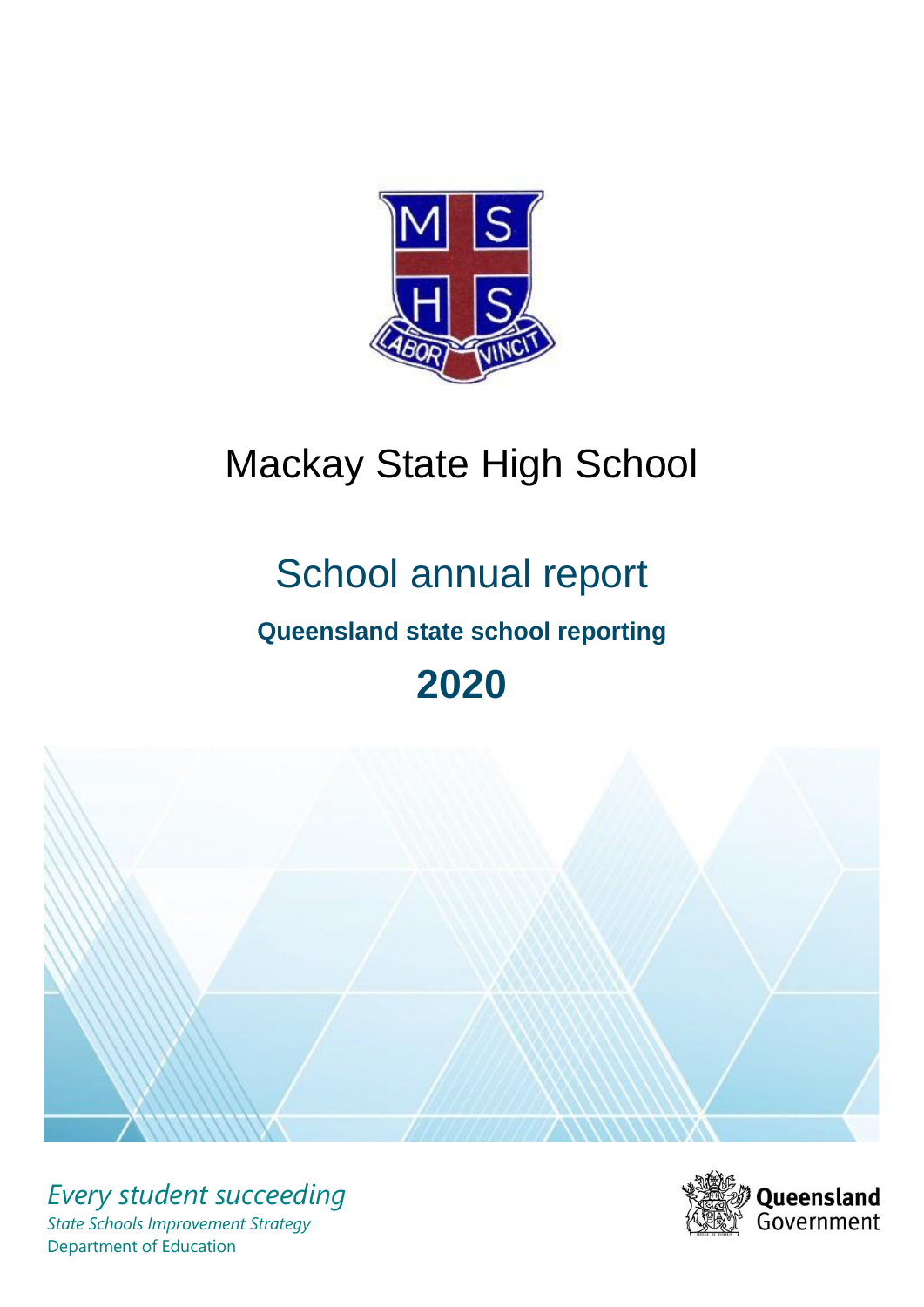# Mackay State High School

## School annual report

**Queensland state school reporting**

**2020**

*Every student succeeding*

*State Schools Improvement Strategy*

Department of Education

Queensland Government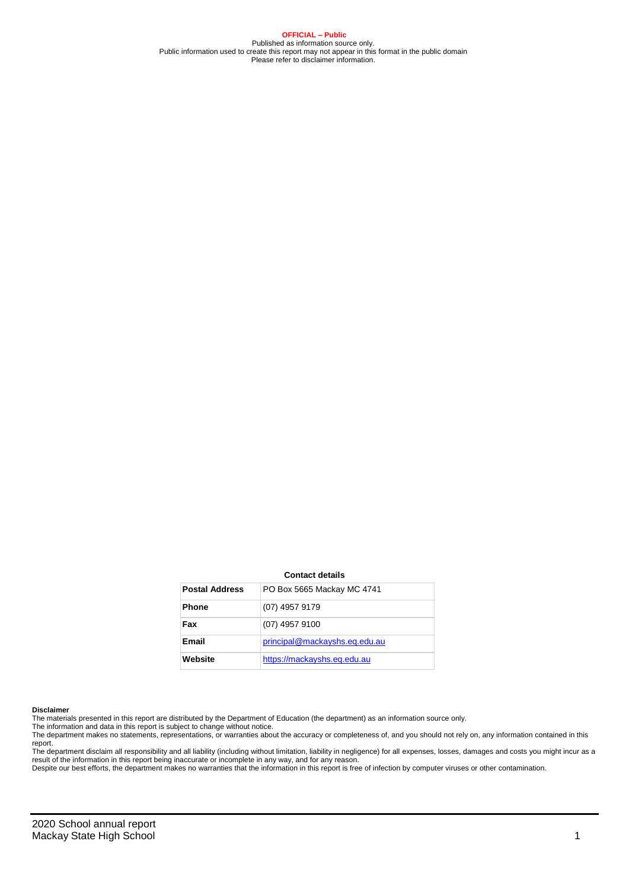**OFFICIAL – Public**
Published as information source only.
Public information used to create this report may not appear in this format in the public domain
Please refer to disclaimer information.

**Contact details**

| **Postal Address** | PO Box 5665 Mackay MC 4741 |
|---|---|
| **Phone** | (07) 4957 9179 |
| **Fax** | (07) 4957 9100 |
| **Email** | principal@mackayshs.eq.edu.au |
| **Website** | https://mackayshs.eq.edu.au |

**Disclaimer**

The materials presented in this report are distributed by the Department of Education (the department) as an information source only.

The information and data in this report is subject to change without notice.

The department makes no statements, representations, or warranties about the accuracy or completeness of, and you should not rely on, any information contained in this report.

The department disclaim all responsibility and all liability (including without limitation, liability in negligence) for all expenses, losses, damages and costs you might incur as a result of the information in this report being inaccurate or incomplete in any way, and for any reason.

Despite our best efforts, the department makes no warranties that the information in this report is free of infection by computer viruses or other contamination.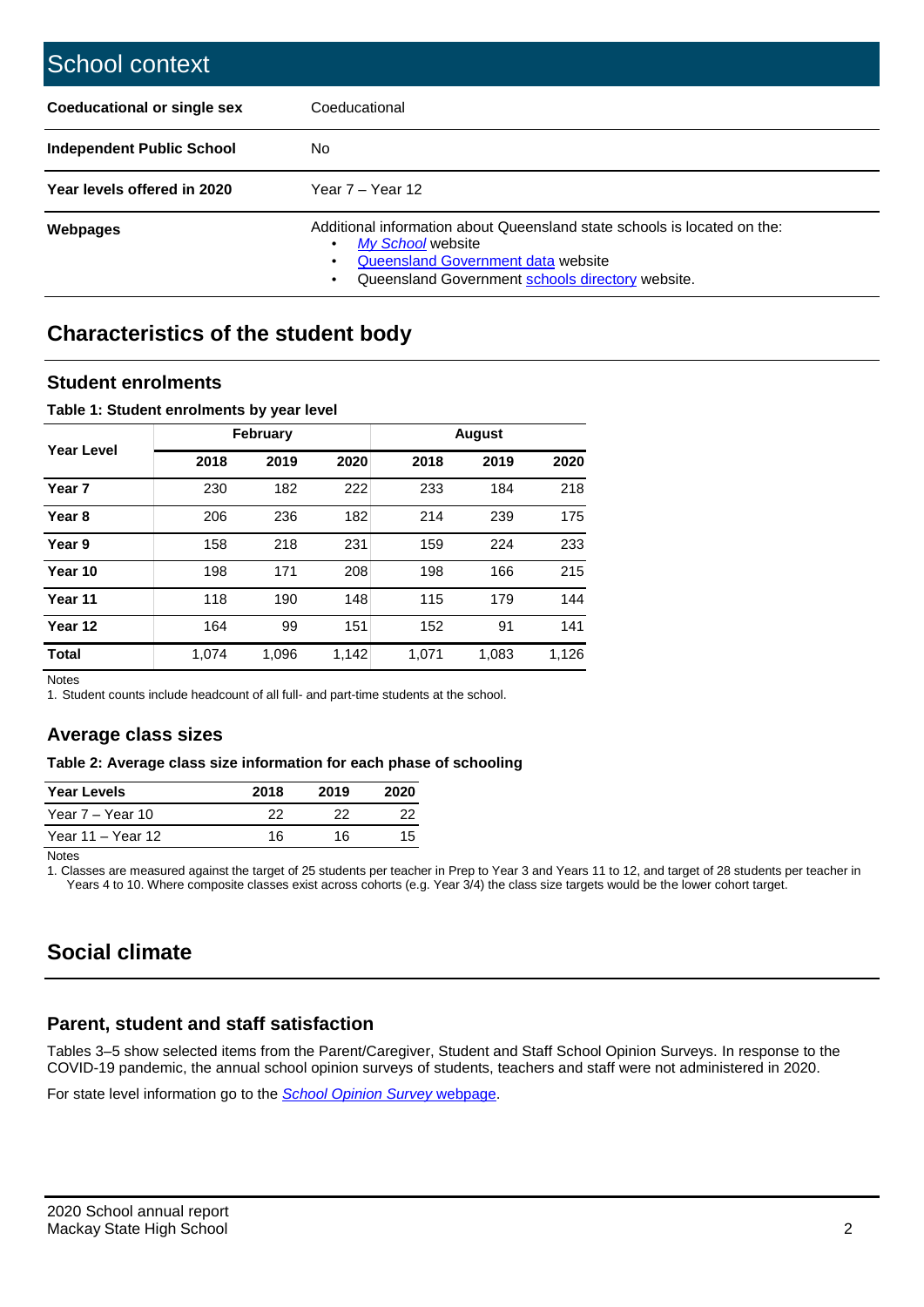# School context

| | |
|---|---|
| **Coeducational or single sex** | Coeducational |
| **Independent Public School** | No |
| **Year levels offered in 2020** | Year 7 – Year 12 |
| **Webpages** | Additional information about Queensland state schools is located on the: <br>• *My School* website <br>• Queensland Government data website <br>• Queensland Government schools directory website. |

## Characteristics of the student body

### Student enrolments

**Table 1: Student enrolments by year level**

| Year Level | February | | | August | | |
|---|---|---|---|---|---|---|
| | **2018** | **2019** | **2020** | **2018** | **2019** | **2020** |
| **Year 7** | 230 | 182 | 222 | 233 | 184 | 218 |
| **Year 8** | 206 | 236 | 182 | 214 | 239 | 175 |
| **Year 9** | 158 | 218 | 231 | 159 | 224 | 233 |
| **Year 10** | 198 | 171 | 208 | 198 | 166 | 215 |
| **Year 11** | 118 | 190 | 148 | 115 | 179 | 144 |
| **Year 12** | 164 | 99 | 151 | 152 | 91 | 141 |
| **Total** | 1,074 | 1,096 | 1,142 | 1,071 | 1,083 | 1,126 |

Notes

1. Student counts include headcount of all full- and part-time students at the school.

### Average class sizes

**Table 2: Average class size information for each phase of schooling**

| Year Levels | 2018 | 2019 | 2020 |
|---|---|---|---|
| Year 7 – Year 10 | 22 | 22 | 22 |
| Year 11 – Year 12 | 16 | 16 | 15 |

Notes

1. Classes are measured against the target of 25 students per teacher in Prep to Year 3 and Years 11 to 12, and target of 28 students per teacher in Years 4 to 10. Where composite classes exist across cohorts (e.g. Year 3/4) the class size targets would be the lower cohort target.

## Social climate

### Parent, student and staff satisfaction

Tables 3–5 show selected items from the Parent/Caregiver, Student and Staff School Opinion Surveys. In response to the COVID-19 pandemic, the annual school opinion surveys of students, teachers and staff were not administered in 2020.

For state level information go to the *School Opinion Survey* webpage.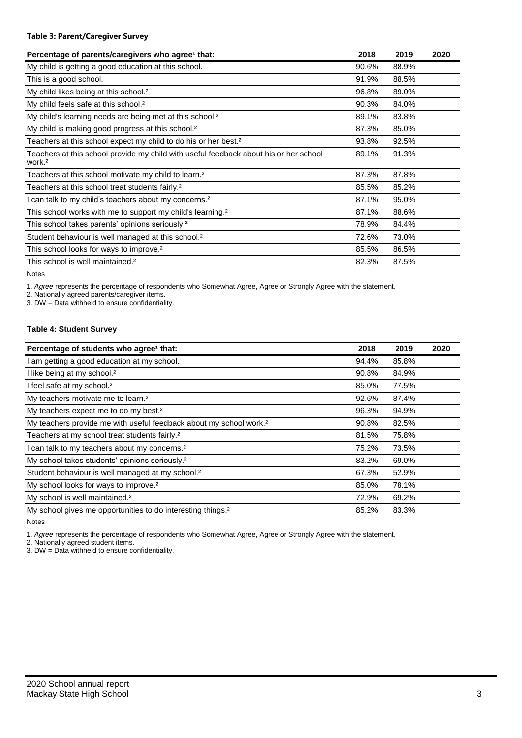#### Table 3: Parent/Caregiver Survey

| Percentage of parents/caregivers who agree[1] that: | 2018 | 2019 | 2020 |
|---|---|---|---|
| My child is getting a good education at this school. | 90.6% | 88.9% | |
| This is a good school. | 91.9% | 88.5% | |
| My child likes being at this school.[2] | 96.8% | 89.0% | |
| My child feels safe at this school.[2] | 90.3% | 84.0% | |
| My child's learning needs are being met at this school.[2] | 89.1% | 83.8% | |
| My child is making good progress at this school.[2] | 87.3% | 85.0% | |
| Teachers at this school expect my child to do his or her best.[2] | 93.8% | 92.5% | |
| Teachers at this school provide my child with useful feedback about his or her school work.[2] | 89.1% | 91.3% | |
| Teachers at this school motivate my child to learn.[2] | 87.3% | 87.8% | |
| Teachers at this school treat students fairly.[2] | 85.5% | 85.2% | |
| I can talk to my child's teachers about my concerns.[2] | 87.1% | 95.0% | |
| This school works with me to support my child's learning.[2] | 87.1% | 88.6% | |
| This school takes parents' opinions seriously.[2] | 78.9% | 84.4% | |
| Student behaviour is well managed at this school.[2] | 72.6% | 73.0% | |
| This school looks for ways to improve.[2] | 85.5% | 86.5% | |
| This school is well maintained.[2] | 82.3% | 87.5% | |

Notes

1. *Agree* represents the percentage of respondents who Somewhat Agree, Agree or Strongly Agree with the statement.
2. Nationally agreed parents/caregiver items.
3. DW = Data withheld to ensure confidentiality.

#### Table 4: Student Survey

| Percentage of students who agree[1] that: | 2018 | 2019 | 2020 |
|---|---|---|---|
| I am getting a good education at my school. | 94.4% | 85.8% | |
| I like being at my school.[2] | 90.8% | 84.9% | |
| I feel safe at my school.[2] | 85.0% | 77.5% | |
| My teachers motivate me to learn.[2] | 92.6% | 87.4% | |
| My teachers expect me to do my best.[2] | 96.3% | 94.9% | |
| My teachers provide me with useful feedback about my school work.[2] | 90.8% | 82.5% | |
| Teachers at my school treat students fairly.[2] | 81.5% | 75.8% | |
| I can talk to my teachers about my concerns.[2] | 75.2% | 73.5% | |
| My school takes students' opinions seriously.[2] | 83.2% | 69.0% | |
| Student behaviour is well managed at my school.[2] | 67.3% | 52.9% | |
| My school looks for ways to improve.[2] | 85.0% | 78.1% | |
| My school is well maintained.[2] | 72.9% | 69.2% | |
| My school gives me opportunities to do interesting things.[2] | 85.2% | 83.3% | |

Notes

1. *Agree* represents the percentage of respondents who Somewhat Agree, Agree or Strongly Agree with the statement.
2. Nationally agreed student items.
3. DW = Data withheld to ensure confidentiality.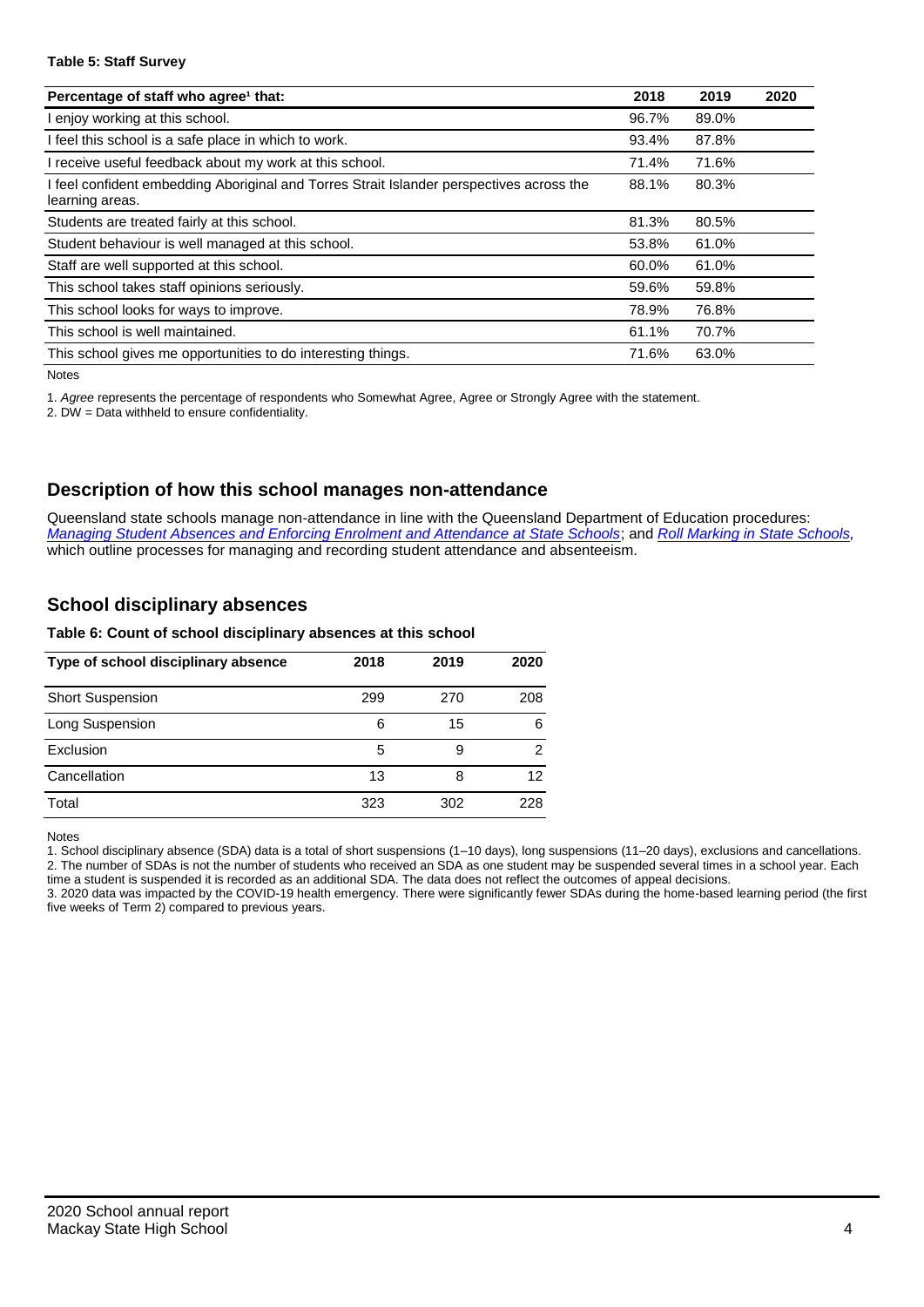**Table 5: Staff Survey**

| Percentage of staff who agree[1] that: | 2018 | 2019 | 2020 |
|---|---|---|---|
| I enjoy working at this school. | 96.7% | 89.0% | |
| I feel this school is a safe place in which to work. | 93.4% | 87.8% | |
| I receive useful feedback about my work at this school. | 71.4% | 71.6% | |
| I feel confident embedding Aboriginal and Torres Strait Islander perspectives across the learning areas. | 88.1% | 80.3% | |
| Students are treated fairly at this school. | 81.3% | 80.5% | |
| Student behaviour is well managed at this school. | 53.8% | 61.0% | |
| Staff are well supported at this school. | 60.0% | 61.0% | |
| This school takes staff opinions seriously. | 59.6% | 59.8% | |
| This school looks for ways to improve. | 78.9% | 76.8% | |
| This school is well maintained. | 61.1% | 70.7% | |
| This school gives me opportunities to do interesting things. | 71.6% | 63.0% | |

Notes

1. *Agree* represents the percentage of respondents who Somewhat Agree, Agree or Strongly Agree with the statement.
2. DW = Data withheld to ensure confidentiality.

## Description of how this school manages non-attendance

Queensland state schools manage non-attendance in line with the Queensland Department of Education procedures: *Managing Student Absences and Enforcing Enrolment and Attendance at State Schools*; and *Roll Marking in State Schools*, which outline processes for managing and recording student attendance and absenteeism.

## School disciplinary absences

**Table 6: Count of school disciplinary absences at this school**

| Type of school disciplinary absence | 2018 | 2019 | 2020 |
|---|---|---|---|
| Short Suspension | 299 | 270 | 208 |
| Long Suspension | 6 | 15 | 6 |
| Exclusion | 5 | 9 | 2 |
| Cancellation | 13 | 8 | 12 |
| Total | 323 | 302 | 228 |

Notes

1. School disciplinary absence (SDA) data is a total of short suspensions (1–10 days), long suspensions (11–20 days), exclusions and cancellations.
2. The number of SDAs is not the number of students who received an SDA as one student may be suspended several times in a school year. Each time a student is suspended it is recorded as an additional SDA. The data does not reflect the outcomes of appeal decisions.
3. 2020 data was impacted by the COVID-19 health emergency. There were significantly fewer SDAs during the home-based learning period (the first five weeks of Term 2) compared to previous years.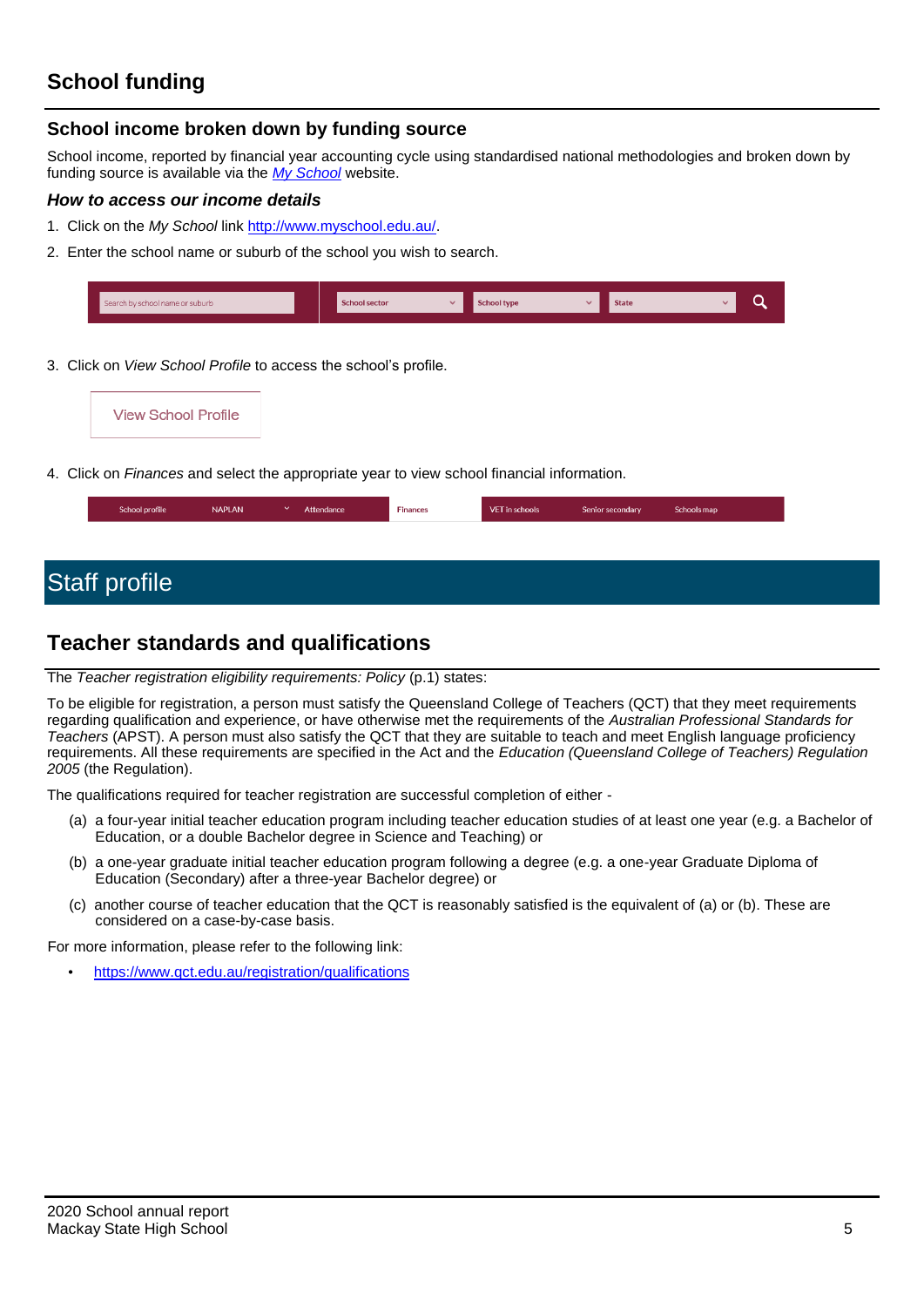# School funding

## School income broken down by funding source

School income, reported by financial year accounting cycle using standardised national methodologies and broken down by funding source is available via the *My School* website.

### *How to access our income details*

1. Click on the *My School* link http://www.myschool.edu.au/.
2. Enter the school name or suburb of the school you wish to search.

Search by school name or suburb | School sector | School type | State

3. Click on *View School Profile* to access the school's profile.

View School Profile

4. Click on *Finances* and select the appropriate year to view school financial information.

School profile | NAPLAN | Attendance | Finances | VET in schools | Senior secondary | Schools map

# Staff profile

## Teacher standards and qualifications

The *Teacher registration eligibility requirements: Policy* (p.1) states:

To be eligible for registration, a person must satisfy the Queensland College of Teachers (QCT) that they meet requirements regarding qualification and experience, or have otherwise met the requirements of the *Australian Professional Standards for Teachers* (APST). A person must also satisfy the QCT that they are suitable to teach and meet English language proficiency requirements. All these requirements are specified in the Act and the *Education (Queensland College of Teachers) Regulation 2005* (the Regulation).

The qualifications required for teacher registration are successful completion of either -

(a) a four-year initial teacher education program including teacher education studies of at least one year (e.g. a Bachelor of Education, or a double Bachelor degree in Science and Teaching) or

(b) a one-year graduate initial teacher education program following a degree (e.g. a one-year Graduate Diploma of Education (Secondary) after a three-year Bachelor degree) or

(c) another course of teacher education that the QCT is reasonably satisfied is the equivalent of (a) or (b). These are considered on a case-by-case basis.

For more information, please refer to the following link:

- https://www.qct.edu.au/registration/qualifications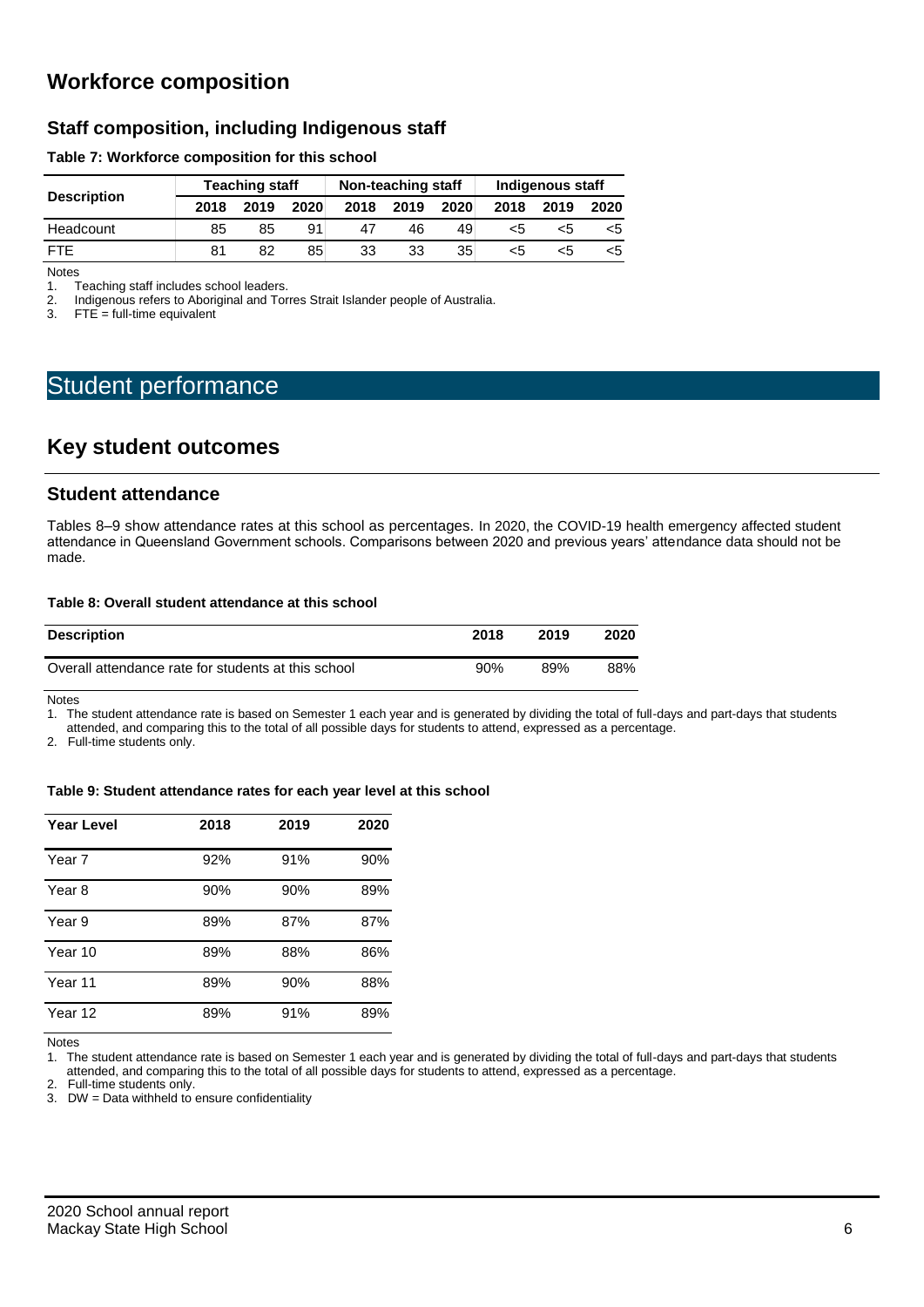## Workforce composition

### Staff composition, including Indigenous staff

**Table 7: Workforce composition for this school**

| Description | Teaching staff | | | Non-teaching staff | | | Indigenous staff | | |
|---|---|---|---|---|---|---|---|---|---|
| | 2018 | 2019 | 2020 | 2018 | 2019 | 2020 | 2018 | 2019 | 2020 |
| Headcount | 85 | 85 | 91 | 47 | 46 | 49 | <5 | <5 | <5 |
| FTE | 81 | 82 | 85 | 33 | 33 | 35 | <5 | <5 | <5 |

Notes

1. Teaching staff includes school leaders.
2. Indigenous refers to Aboriginal and Torres Strait Islander people of Australia.
3. FTE = full-time equivalent

# Student performance

## Key student outcomes

### Student attendance

Tables 8–9 show attendance rates at this school as percentages. In 2020, the COVID-19 health emergency affected student attendance in Queensland Government schools. Comparisons between 2020 and previous years' attendance data should not be made.

**Table 8: Overall student attendance at this school**

| Description | 2018 | 2019 | 2020 |
|---|---|---|---|
| Overall attendance rate for students at this school | 90% | 89% | 88% |

Notes

1. The student attendance rate is based on Semester 1 each year and is generated by dividing the total of full-days and part-days that students attended, and comparing this to the total of all possible days for students to attend, expressed as a percentage.
2. Full-time students only.

**Table 9: Student attendance rates for each year level at this school**

| Year Level | 2018 | 2019 | 2020 |
|---|---|---|---|
| Year 7 | 92% | 91% | 90% |
| Year 8 | 90% | 90% | 89% |
| Year 9 | 89% | 87% | 87% |
| Year 10 | 89% | 88% | 86% |
| Year 11 | 89% | 90% | 88% |
| Year 12 | 89% | 91% | 89% |

Notes

1. The student attendance rate is based on Semester 1 each year and is generated by dividing the total of full-days and part-days that students attended, and comparing this to the total of all possible days for students to attend, expressed as a percentage.
2. Full-time students only.
3. DW = Data withheld to ensure confidentiality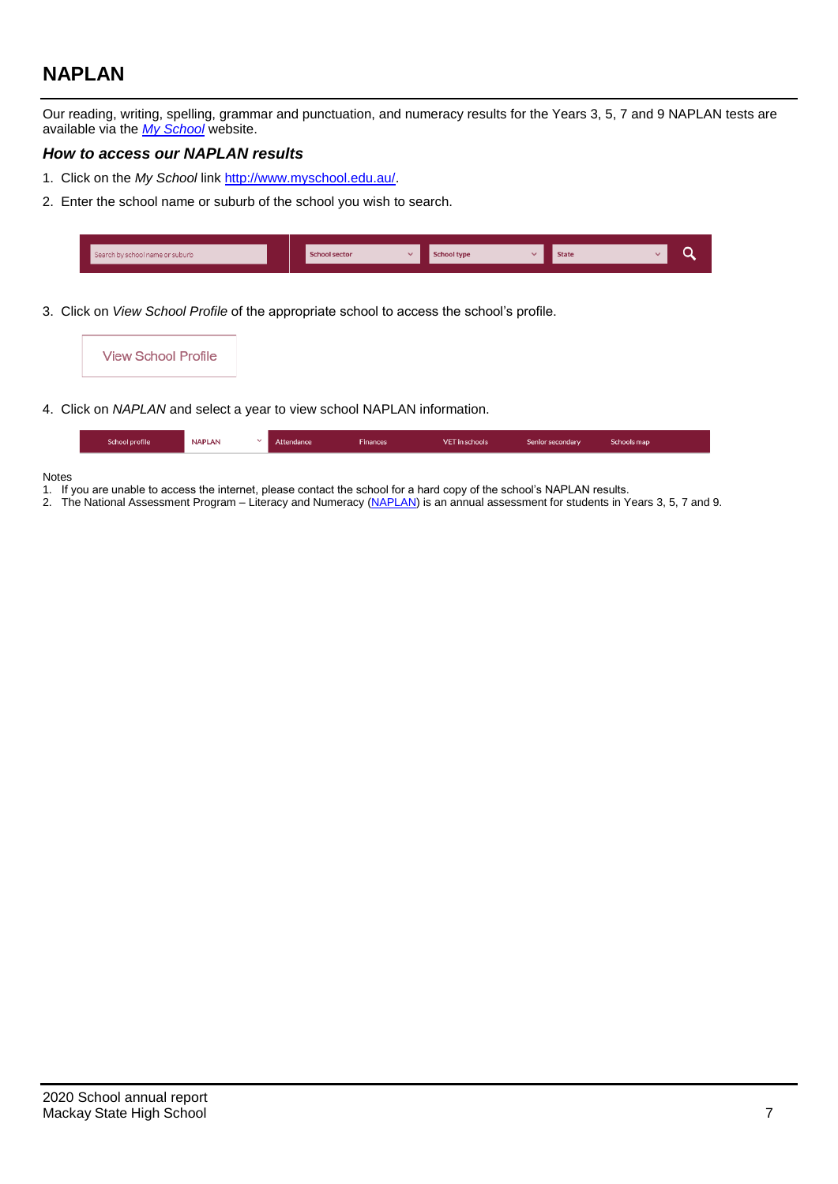## NAPLAN

Our reading, writing, spelling, grammar and punctuation, and numeracy results for the Years 3, 5, 7 and 9 NAPLAN tests are available via the *My School* website.

### *How to access our NAPLAN results*

1. Click on the *My School* link http://www.myschool.edu.au/.
2. Enter the school name or suburb of the school you wish to search.

3. Click on *View School Profile* of the appropriate school to access the school's profile.

4. Click on *NAPLAN* and select a year to view school NAPLAN information.

Notes

1. If you are unable to access the internet, please contact the school for a hard copy of the school's NAPLAN results.
2. The National Assessment Program – Literacy and Numeracy (NAPLAN) is an annual assessment for students in Years 3, 5, 7 and 9.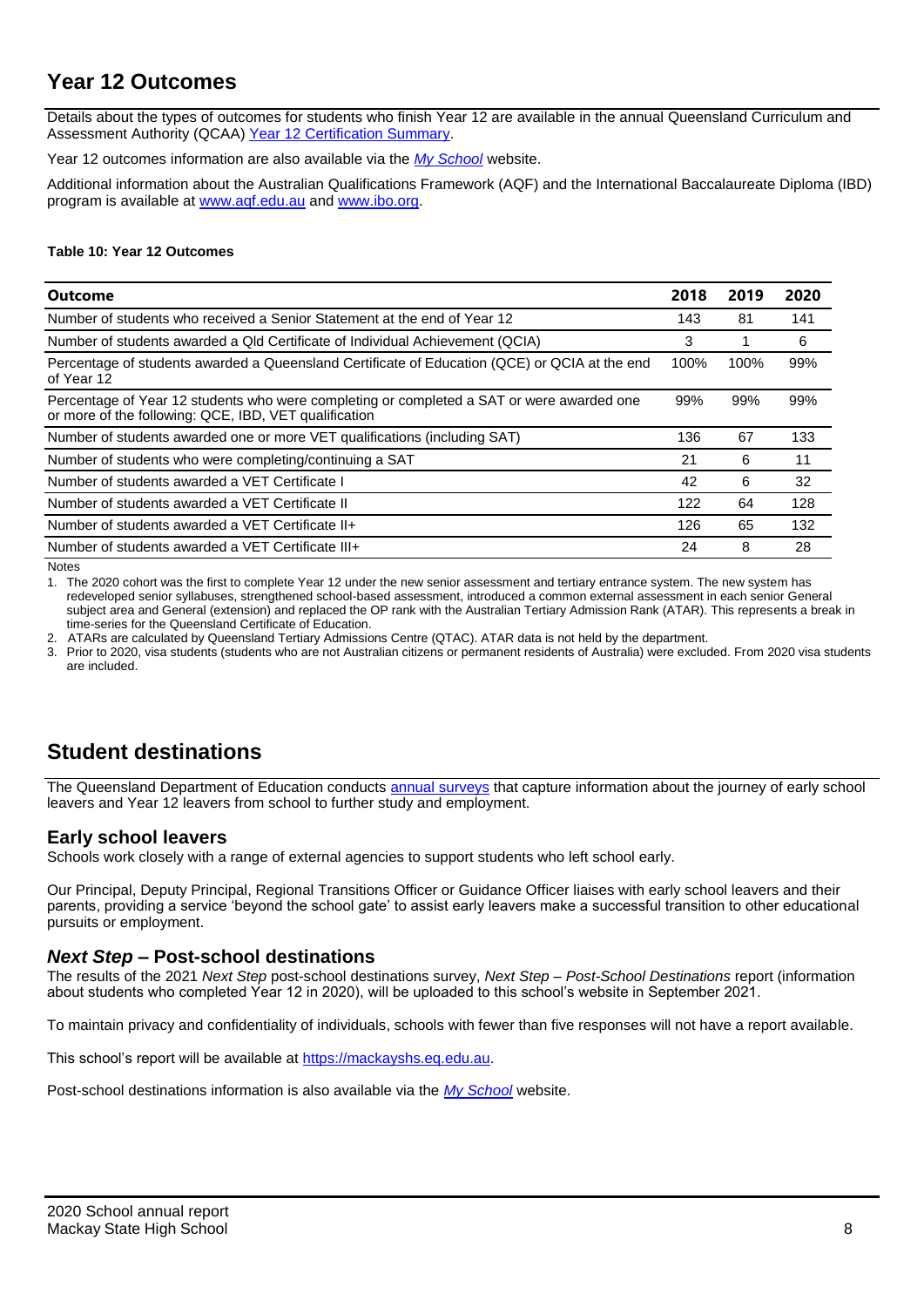## Year 12 Outcomes

Details about the types of outcomes for students who finish Year 12 are available in the annual Queensland Curriculum and Assessment Authority (QCAA) Year 12 Certification Summary.

Year 12 outcomes information are also available via the *My School* website.

Additional information about the Australian Qualifications Framework (AQF) and the International Baccalaureate Diploma (IBD) program is available at www.aqf.edu.au and www.ibo.org.

**Table 10: Year 12 Outcomes**

| Outcome | 2018 | 2019 | 2020 |
|---|---|---|---|
| Number of students who received a Senior Statement at the end of Year 12 | 143 | 81 | 141 |
| Number of students awarded a Qld Certificate of Individual Achievement (QCIA) | 3 | 1 | 6 |
| Percentage of students awarded a Queensland Certificate of Education (QCE) or QCIA at the end of Year 12 | 100% | 100% | 99% |
| Percentage of Year 12 students who were completing or completed a SAT or were awarded one or more of the following: QCE, IBD, VET qualification | 99% | 99% | 99% |
| Number of students awarded one or more VET qualifications (including SAT) | 136 | 67 | 133 |
| Number of students who were completing/continuing a SAT | 21 | 6 | 11 |
| Number of students awarded a VET Certificate I | 42 | 6 | 32 |
| Number of students awarded a VET Certificate II | 122 | 64 | 128 |
| Number of students awarded a VET Certificate II+ | 126 | 65 | 132 |
| Number of students awarded a VET Certificate III+ | 24 | 8 | 28 |

Notes

1. The 2020 cohort was the first to complete Year 12 under the new senior assessment and tertiary entrance system. The new system has redeveloped senior syllabuses, strengthened school-based assessment, introduced a common external assessment in each senior General subject area and General (extension) and replaced the OP rank with the Australian Tertiary Admission Rank (ATAR). This represents a break in time-series for the Queensland Certificate of Education.
2. ATARs are calculated by Queensland Tertiary Admissions Centre (QTAC). ATAR data is not held by the department.
3. Prior to 2020, visa students (students who are not Australian citizens or permanent residents of Australia) were excluded. From 2020 visa students are included.

## Student destinations

The Queensland Department of Education conducts annual surveys that capture information about the journey of early school leavers and Year 12 leavers from school to further study and employment.

### Early school leavers

Schools work closely with a range of external agencies to support students who left school early.

Our Principal, Deputy Principal, Regional Transitions Officer or Guidance Officer liaises with early school leavers and their parents, providing a service 'beyond the school gate' to assist early leavers make a successful transition to other educational pursuits or employment.

### *Next Step* – Post-school destinations

The results of the 2021 *Next Step* post-school destinations survey, *Next Step – Post-School Destinations* report (information about students who completed Year 12 in 2020), will be uploaded to this school's website in September 2021.

To maintain privacy and confidentiality of individuals, schools with fewer than five responses will not have a report available.

This school's report will be available at https://mackayshs.eq.edu.au.

Post-school destinations information is also available via the *My School* website.